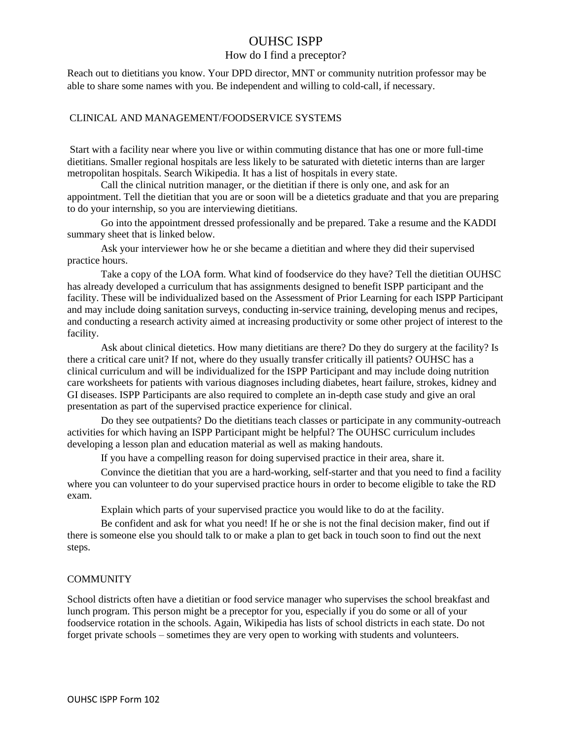# OUHSC ISPP

## How do I find a preceptor?

Reach out to dietitians you know. Your DPD director, MNT or community nutrition professor may be able to share some names with you. Be independent and willing to cold-call, if necessary.

### CLINICAL AND MANAGEMENT/FOODSERVICE SYSTEMS

Start with a facility near where you live or within commuting distance that has one or more full-time dietitians. Smaller regional hospitals are less likely to be saturated with dietetic interns than are larger metropolitan hospitals. Search Wikipedia. It has a list of hospitals in every state.

Call the clinical nutrition manager, or the dietitian if there is only one, and ask for an appointment. Tell the dietitian that you are or soon will be a dietetics graduate and that you are preparing to do your internship, so you are interviewing dietitians.

Go into the appointment dressed professionally and be prepared. Take a resume and the KADDI summary sheet that is linked below.

Ask your interviewer how he or she became a dietitian and where they did their supervised practice hours.

Take a copy of the LOA form. What kind of foodservice do they have? Tell the dietitian OUHSC has already developed a curriculum that has assignments designed to benefit ISPP participant and the facility. These will be individualized based on the Assessment of Prior Learning for each ISPP Participant and may include doing sanitation surveys, conducting in-service training, developing menus and recipes, and conducting a research activity aimed at increasing productivity or some other project of interest to the facility.

Ask about clinical dietetics. How many dietitians are there? Do they do surgery at the facility? Is there a critical care unit? If not, where do they usually transfer critically ill patients? OUHSC has a clinical curriculum and will be individualized for the ISPP Participant and may include doing nutrition care worksheets for patients with various diagnoses including diabetes, heart failure, strokes, kidney and GI diseases. ISPP Participants are also required to complete an in-depth case study and give an oral presentation as part of the supervised practice experience for clinical.

Do they see outpatients? Do the dietitians teach classes or participate in any community-outreach activities for which having an ISPP Participant might be helpful? The OUHSC curriculum includes developing a lesson plan and education material as well as making handouts.

If you have a compelling reason for doing supervised practice in their area, share it.

Convince the dietitian that you are a hard-working, self-starter and that you need to find a facility where you can volunteer to do your supervised practice hours in order to become eligible to take the RD exam.

Explain which parts of your supervised practice you would like to do at the facility.

Be confident and ask for what you need! If he or she is not the final decision maker, find out if there is someone else you should talk to or make a plan to get back in touch soon to find out the next steps.

### COMMUNITY

School districts often have a dietitian or food service manager who supervises the school breakfast and lunch program. This person might be a preceptor for you, especially if you do some or all of your foodservice rotation in the schools. Again, Wikipedia has lists of school districts in each state. Do not forget private schools – sometimes they are very open to working with students and volunteers.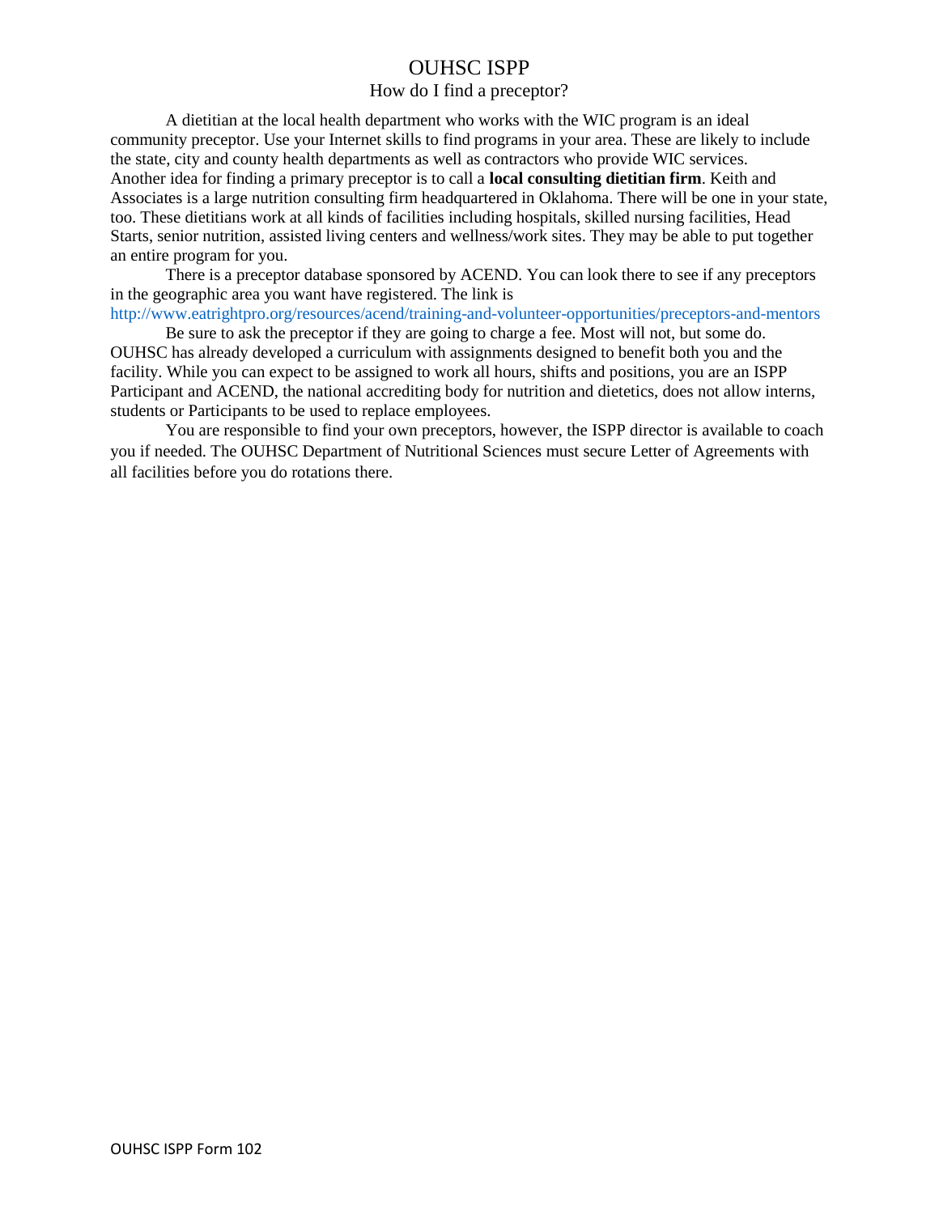# OUHSC ISPP

## How do I find a preceptor?

A dietitian at the local health department who works with the WIC program is an ideal community preceptor. Use your Internet skills to find programs in your area. These are likely to include the state, city and county health departments as well as contractors who provide WIC services. Another idea for finding a primary preceptor is to call a **local consulting dietitian firm**. Keith and Associates is a large nutrition consulting firm headquartered in Oklahoma. There will be one in your state, too. These dietitians work at all kinds of facilities including hospitals, skilled nursing facilities, Head Starts, senior nutrition, assisted living centers and wellness/work sites. They may be able to put together an entire program for you.

There is a preceptor database sponsored by ACEND. You can look there to see if any preceptors in the geographic area you want have registered. The link is http://www.eatrightpro.org/resources/acend/training-and-volunteer-opportunities/preceptors-and-mentors

Be sure to ask the preceptor if they are going to charge a fee. Most will not, but some do. OUHSC has already developed a curriculum with assignments designed to benefit both you and the facility. While you can expect to be assigned to work all hours, shifts and positions, you are an ISPP Participant and ACEND, the national accrediting body for nutrition and dietetics, does not allow interns, students or Participants to be used to replace employees.

You are responsible to find your own preceptors, however, the ISPP director is available to coach you if needed. The OUHSC Department of Nutritional Sciences must secure Letter of Agreements with all facilities before you do rotations there.

OUHSC ISPP Form 102